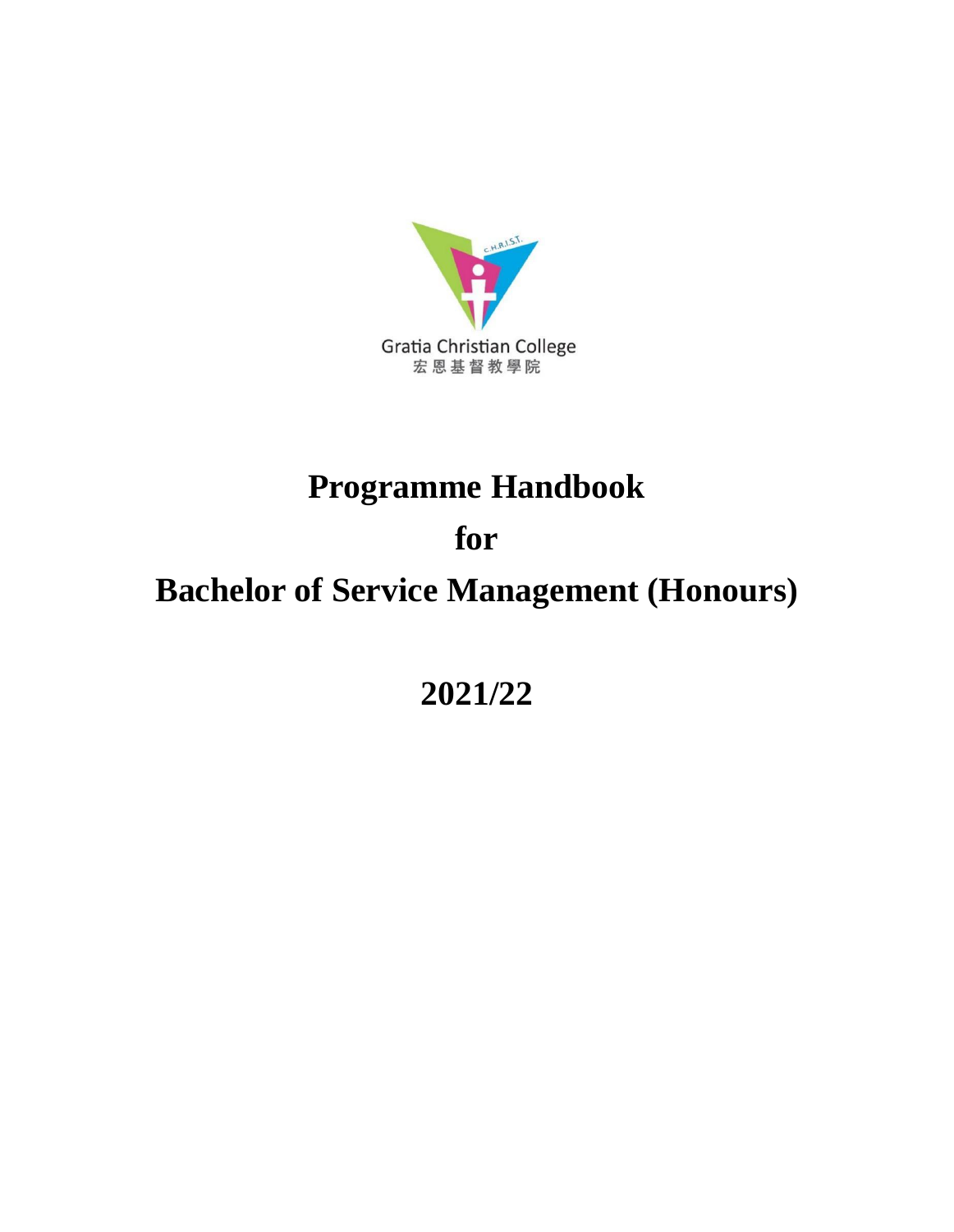Gratia Christian College
宏恩基督教學院

# Programme Handbook

# for

# Bachelor of Service Management (Honours)

# 2021/22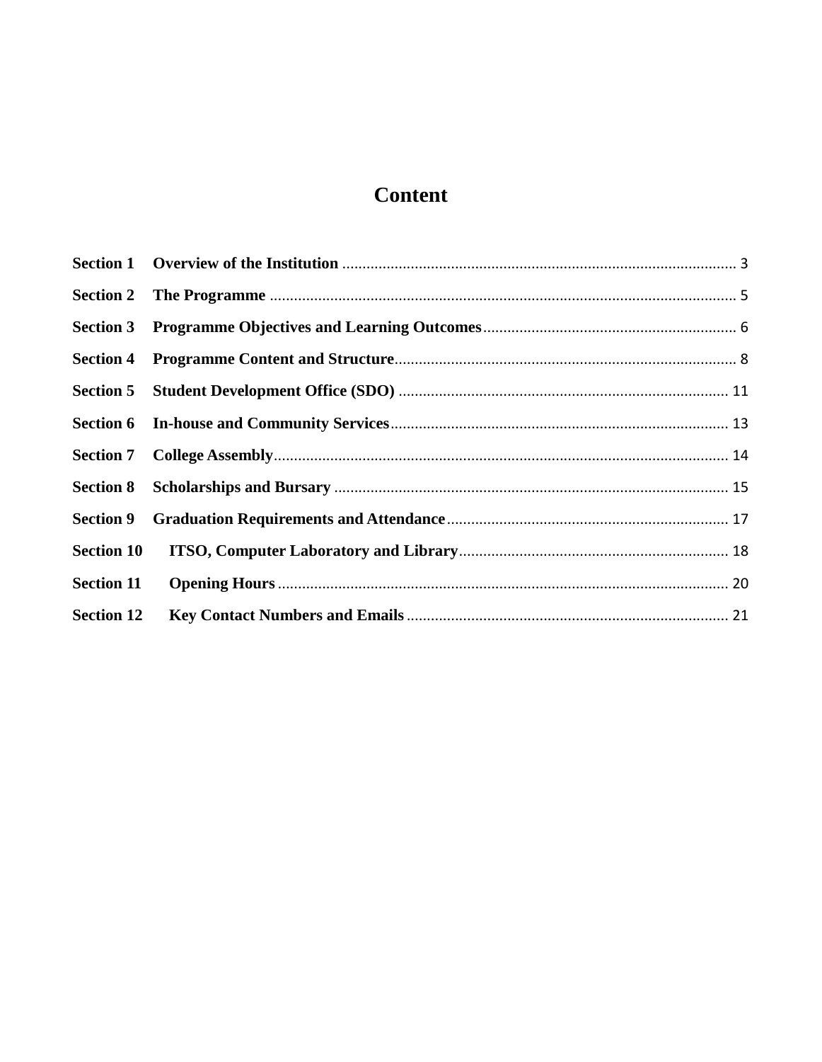# Content

| | | |
|---|---|---|
| **Section 1** | **Overview of the Institution** | 3 |
| **Section 2** | **The Programme** | 5 |
| **Section 3** | **Programme Objectives and Learning Outcomes** | 6 |
| **Section 4** | **Programme Content and Structure** | 8 |
| **Section 5** | **Student Development Office (SDO)** | 11 |
| **Section 6** | **In-house and Community Services** | 13 |
| **Section 7** | **College Assembly** | 14 |
| **Section 8** | **Scholarships and Bursary** | 15 |
| **Section 9** | **Graduation Requirements and Attendance** | 17 |
| **Section 10** | **ITSO, Computer Laboratory and Library** | 18 |
| **Section 11** | **Opening Hours** | 20 |
| **Section 12** | **Key Contact Numbers and Emails** | 21 |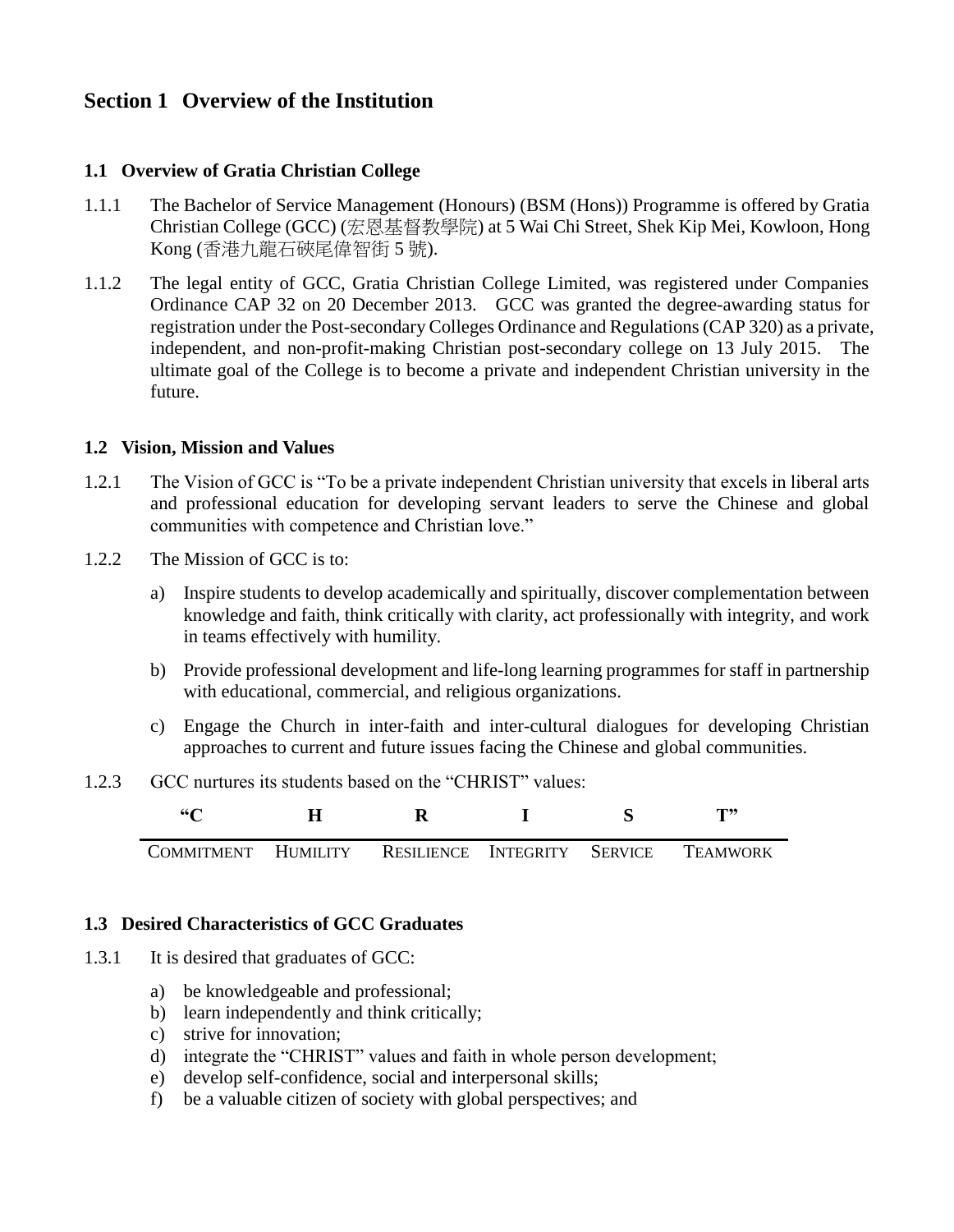# Section 1 Overview of the Institution

## 1.1 Overview of Gratia Christian College

1.1.1 The Bachelor of Service Management (Honours) (BSM (Hons)) Programme is offered by Gratia Christian College (GCC) (宏恩基督教學院) at 5 Wai Chi Street, Shek Kip Mei, Kowloon, Hong Kong (香港九龍石硤尾偉智街 5 號).

1.1.2 The legal entity of GCC, Gratia Christian College Limited, was registered under Companies Ordinance CAP 32 on 20 December 2013. GCC was granted the degree-awarding status for registration under the Post-secondary Colleges Ordinance and Regulations (CAP 320) as a private, independent, and non-profit-making Christian post-secondary college on 13 July 2015. The ultimate goal of the College is to become a private and independent Christian university in the future.

## 1.2 Vision, Mission and Values

1.2.1 The Vision of GCC is "To be a private independent Christian university that excels in liberal arts and professional education for developing servant leaders to serve the Chinese and global communities with competence and Christian love."

1.2.2 The Mission of GCC is to:

a) Inspire students to develop academically and spiritually, discover complementation between knowledge and faith, think critically with clarity, act professionally with integrity, and work in teams effectively with humility.

b) Provide professional development and life-long learning programmes for staff in partnership with educational, commercial, and religious organizations.

c) Engage the Church in inter-faith and inter-cultural dialogues for developing Christian approaches to current and future issues facing the Chinese and global communities.

1.2.3 GCC nurtures its students based on the "CHRIST" values:

| "C | H | R | I | S | T" |
|---|---|---|---|---|---|
| COMMITMENT | HUMILITY | RESILIENCE | INTEGRITY | SERVICE | TEAMWORK |

## 1.3 Desired Characteristics of GCC Graduates

1.3.1 It is desired that graduates of GCC:

a) be knowledgeable and professional;
b) learn independently and think critically;
c) strive for innovation;
d) integrate the "CHRIST" values and faith in whole person development;
e) develop self-confidence, social and interpersonal skills;
f) be a valuable citizen of society with global perspectives; and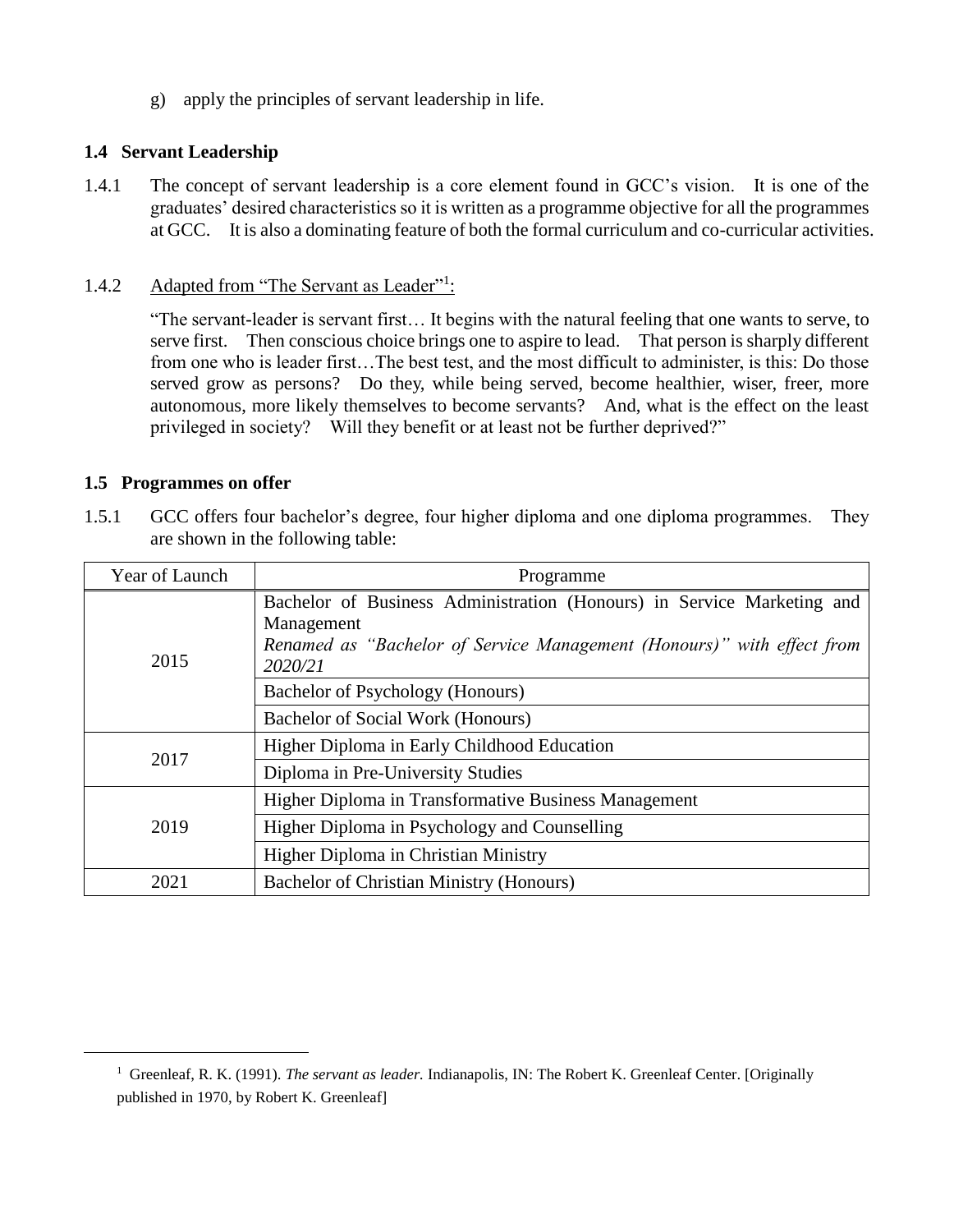g) apply the principles of servant leadership in life.

## 1.4 Servant Leadership

1.4.1 The concept of servant leadership is a core element found in GCC's vision. It is one of the graduates' desired characteristics so it is written as a programme objective for all the programmes at GCC. It is also a dominating feature of both the formal curriculum and co-curricular activities.

1.4.2 Adapted from "The Servant as Leader"[1]:

"The servant-leader is servant first… It begins with the natural feeling that one wants to serve, to serve first. Then conscious choice brings one to aspire to lead. That person is sharply different from one who is leader first…The best test, and the most difficult to administer, is this: Do those served grow as persons? Do they, while being served, become healthier, wiser, freer, more autonomous, more likely themselves to become servants? And, what is the effect on the least privileged in society? Will they benefit or at least not be further deprived?"

## 1.5 Programmes on offer

1.5.1 GCC offers four bachelor's degree, four higher diploma and one diploma programmes. They are shown in the following table:

| Year of Launch | Programme |
|---|---|
| 2015 | Bachelor of Business Administration (Honours) in Service Marketing and Management *Renamed as "Bachelor of Service Management (Honours)" with effect from 2020/21* |
| | Bachelor of Psychology (Honours) |
| | Bachelor of Social Work (Honours) |
| 2017 | Higher Diploma in Early Childhood Education |
| | Diploma in Pre-University Studies |
| 2019 | Higher Diploma in Transformative Business Management |
| | Higher Diploma in Psychology and Counselling |
| | Higher Diploma in Christian Ministry |
| 2021 | Bachelor of Christian Ministry (Honours) |

---

[1] Greenleaf, R. K. (1991). *The servant as leader.* Indianapolis, IN: The Robert K. Greenleaf Center. [Originally published in 1970, by Robert K. Greenleaf]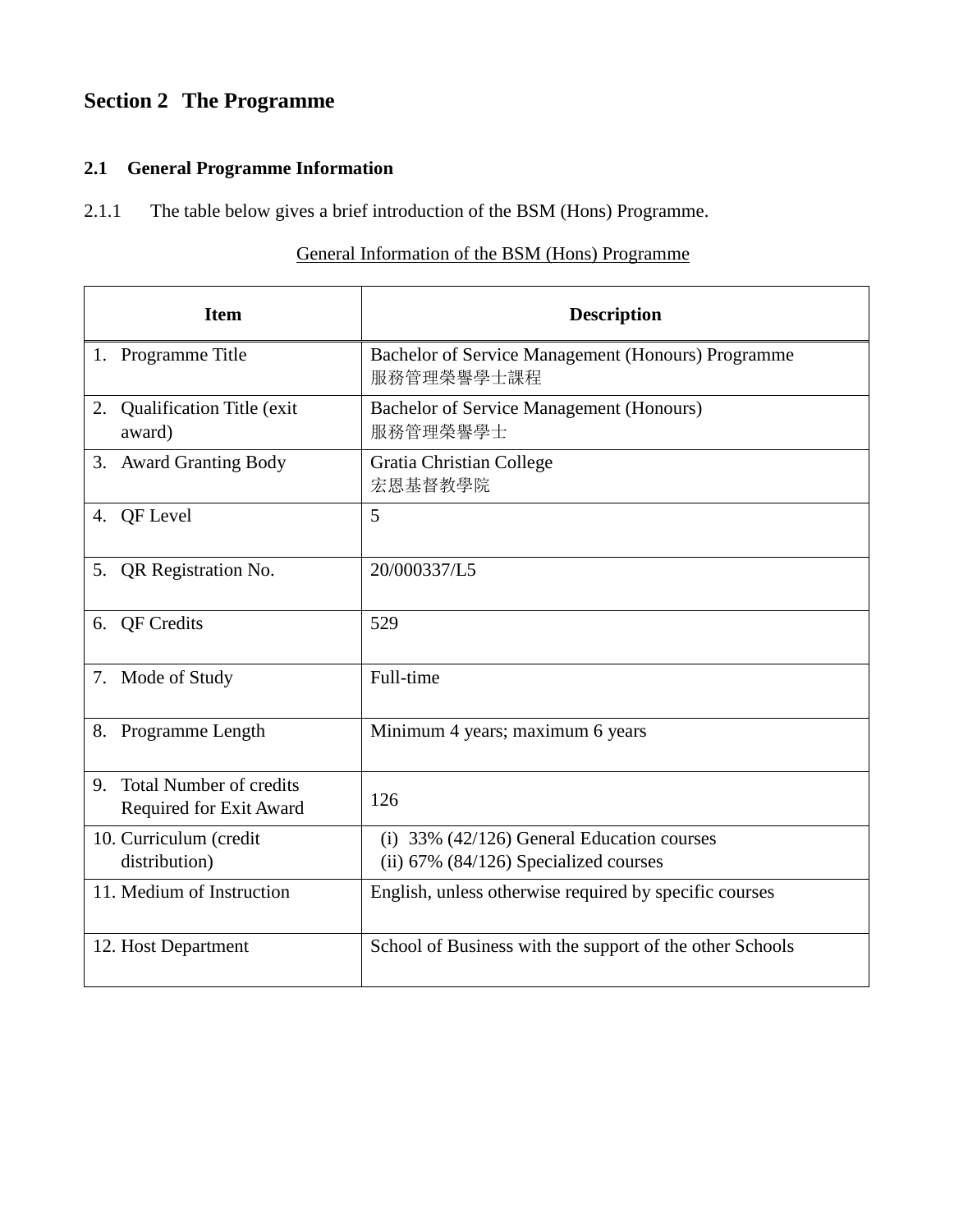# Section 2 The Programme

## 2.1 General Programme Information

2.1.1 The table below gives a brief introduction of the BSM (Hons) Programme.

General Information of the BSM (Hons) Programme

| Item | Description |
| --- | --- |
| 1. Programme Title | Bachelor of Service Management (Honours) Programme<br>服務管理榮譽學士課程 |
| 2. Qualification Title (exit award) | Bachelor of Service Management (Honours)<br>服務管理榮譽學士 |
| 3. Award Granting Body | Gratia Christian College<br>宏恩基督教學院 |
| 4. QF Level | 5 |
| 5. QR Registration No. | 20/000337/L5 |
| 6. QF Credits | 529 |
| 7. Mode of Study | Full-time |
| 8. Programme Length | Minimum 4 years; maximum 6 years |
| 9. Total Number of credits Required for Exit Award | 126 |
| 10. Curriculum (credit distribution) | (i) 33% (42/126) General Education courses<br>(ii) 67% (84/126) Specialized courses |
| 11. Medium of Instruction | English, unless otherwise required by specific courses |
| 12. Host Department | School of Business with the support of the other Schools |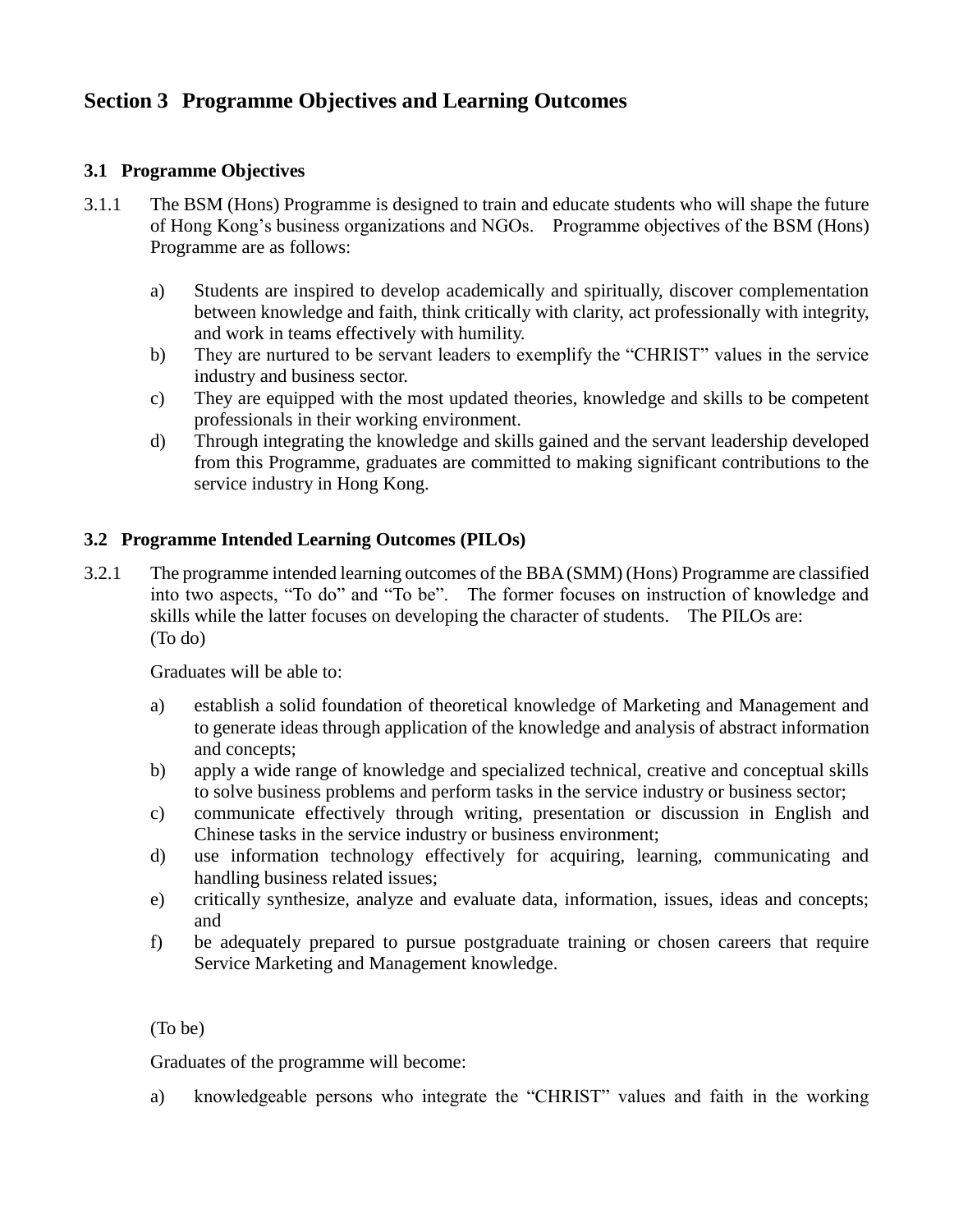## Section 3 Programme Objectives and Learning Outcomes

### 3.1 Programme Objectives

3.1.1 The BSM (Hons) Programme is designed to train and educate students who will shape the future of Hong Kong's business organizations and NGOs. Programme objectives of the BSM (Hons) Programme are as follows:

a) Students are inspired to develop academically and spiritually, discover complementation between knowledge and faith, think critically with clarity, act professionally with integrity, and work in teams effectively with humility.

b) They are nurtured to be servant leaders to exemplify the "CHRIST" values in the service industry and business sector.

c) They are equipped with the most updated theories, knowledge and skills to be competent professionals in their working environment.

d) Through integrating the knowledge and skills gained and the servant leadership developed from this Programme, graduates are committed to making significant contributions to the service industry in Hong Kong.

### 3.2 Programme Intended Learning Outcomes (PILOs)

3.2.1 The programme intended learning outcomes of the BBA (SMM) (Hons) Programme are classified into two aspects, "To do" and "To be". The former focuses on instruction of knowledge and skills while the latter focuses on developing the character of students. The PILOs are:
(To do)

Graduates will be able to:

a) establish a solid foundation of theoretical knowledge of Marketing and Management and to generate ideas through application of the knowledge and analysis of abstract information and concepts;

b) apply a wide range of knowledge and specialized technical, creative and conceptual skills to solve business problems and perform tasks in the service industry or business sector;

c) communicate effectively through writing, presentation or discussion in English and Chinese tasks in the service industry or business environment;

d) use information technology effectively for acquiring, learning, communicating and handling business related issues;

e) critically synthesize, analyze and evaluate data, information, issues, ideas and concepts; and

f) be adequately prepared to pursue postgraduate training or chosen careers that require Service Marketing and Management knowledge.

(To be)

Graduates of the programme will become:

a) knowledgeable persons who integrate the "CHRIST" values and faith in the working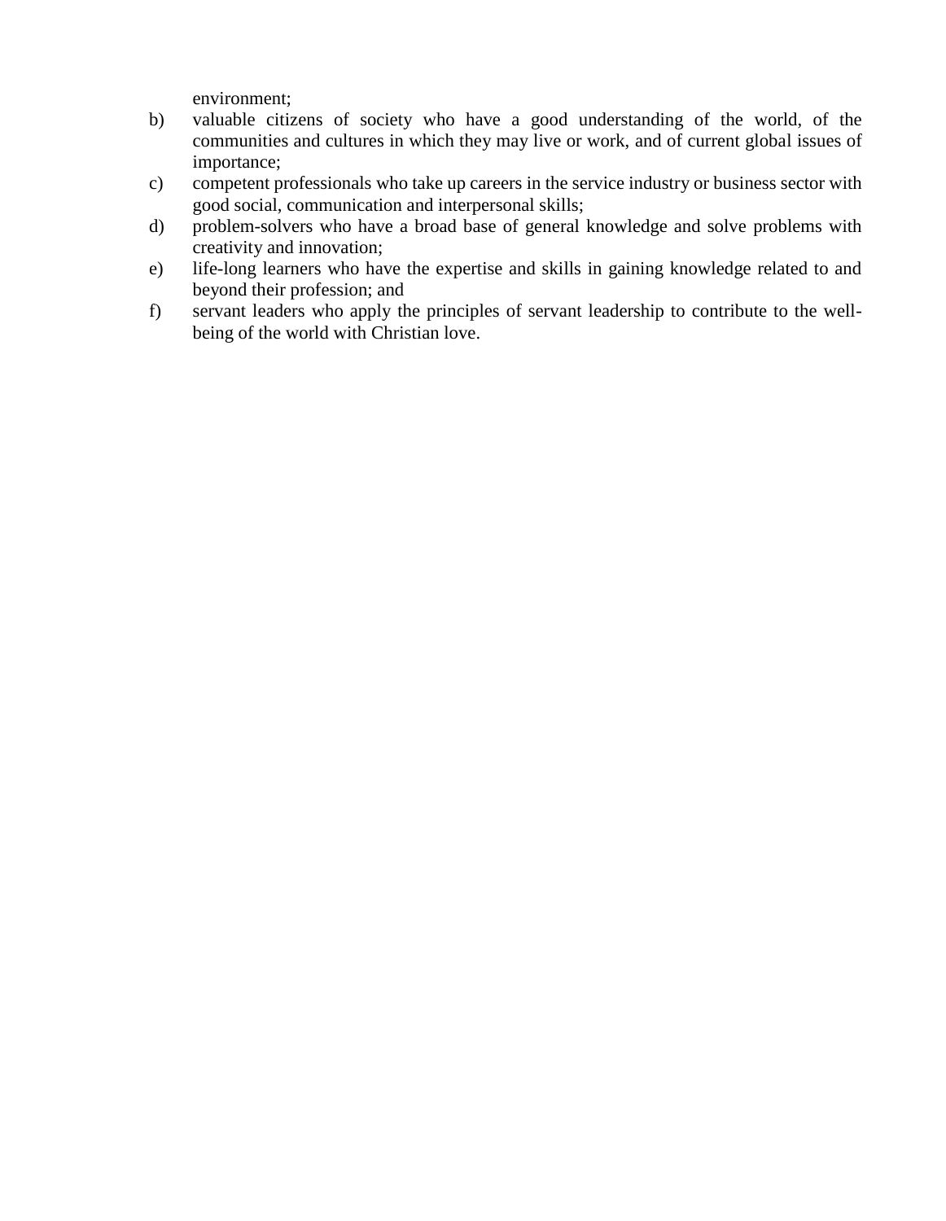environment;

b) valuable citizens of society who have a good understanding of the world, of the communities and cultures in which they may live or work, and of current global issues of importance;

c) competent professionals who take up careers in the service industry or business sector with good social, communication and interpersonal skills;

d) problem-solvers who have a broad base of general knowledge and solve problems with creativity and innovation;

e) life-long learners who have the expertise and skills in gaining knowledge related to and beyond their profession; and

f) servant leaders who apply the principles of servant leadership to contribute to the well-being of the world with Christian love.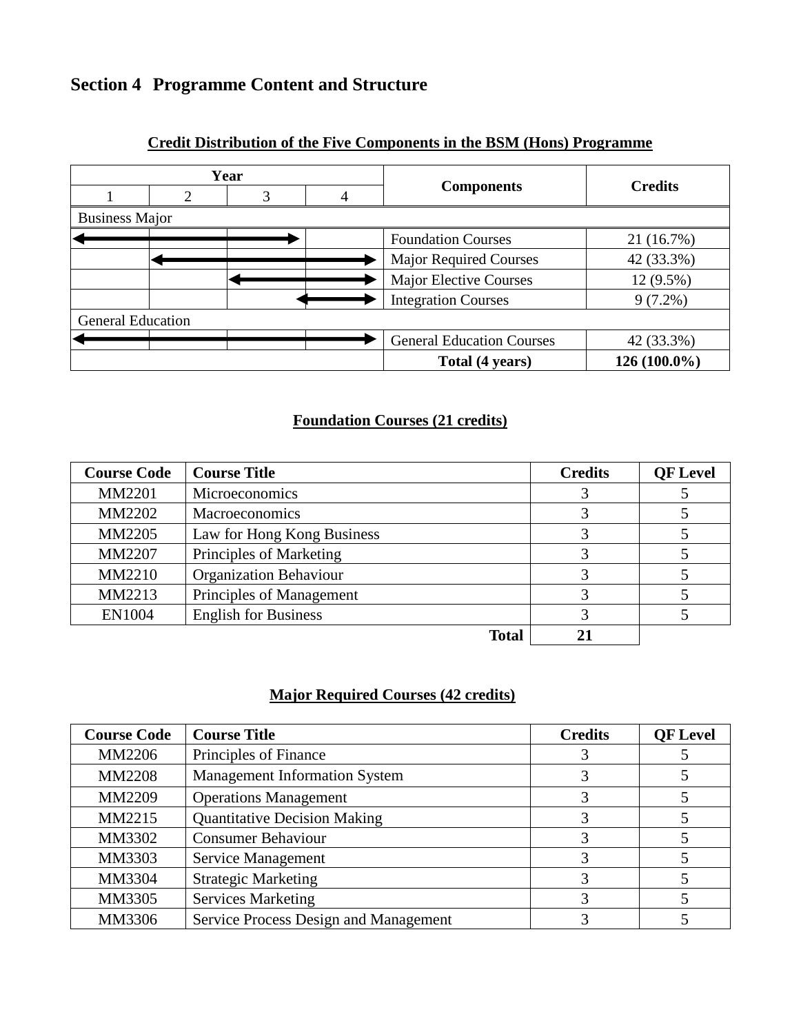## Section 4 Programme Content and Structure

**Credit Distribution of the Five Components in the BSM (Hons) Programme**

| Year | | | | Components | Credits |
|---|---|---|---|---|---|
| 1 | 2 | 3 | 4 | | |
| Business Major | | | | | |
| ◄────── | ────── | ──────► | | Foundation Courses | 21 (16.7%) |
| | ◄────── | ────── | ──────► | Major Required Courses | 42 (33.3%) |
| | | ◄────── | ──────► | Major Elective Courses | 12 (9.5%) |
| | | | ◄──────► | Integration Courses | 9 (7.2%) |
| General Education | | | | | |
| ◄────── | ────── | ────── | ──────► | General Education Courses | 42 (33.3%) |
| | | | | **Total (4 years)** | **126 (100.0%)** |

**Foundation Courses (21 credits)**

| Course Code | Course Title | Credits | QF Level |
|---|---|---|---|
| MM2201 | Microeconomics | 3 | 5 |
| MM2202 | Macroeconomics | 3 | 5 |
| MM2205 | Law for Hong Kong Business | 3 | 5 |
| MM2207 | Principles of Marketing | 3 | 5 |
| MM2210 | Organization Behaviour | 3 | 5 |
| MM2213 | Principles of Management | 3 | 5 |
| EN1004 | English for Business | 3 | 5 |
| | **Total** | **21** | |

**Major Required Courses (42 credits)**

| Course Code | Course Title | Credits | QF Level |
|---|---|---|---|
| MM2206 | Principles of Finance | 3 | 5 |
| MM2208 | Management Information System | 3 | 5 |
| MM2209 | Operations Management | 3 | 5 |
| MM2215 | Quantitative Decision Making | 3 | 5 |
| MM3302 | Consumer Behaviour | 3 | 5 |
| MM3303 | Service Management | 3 | 5 |
| MM3304 | Strategic Marketing | 3 | 5 |
| MM3305 | Services Marketing | 3 | 5 |
| MM3306 | Service Process Design and Management | 3 | 5 |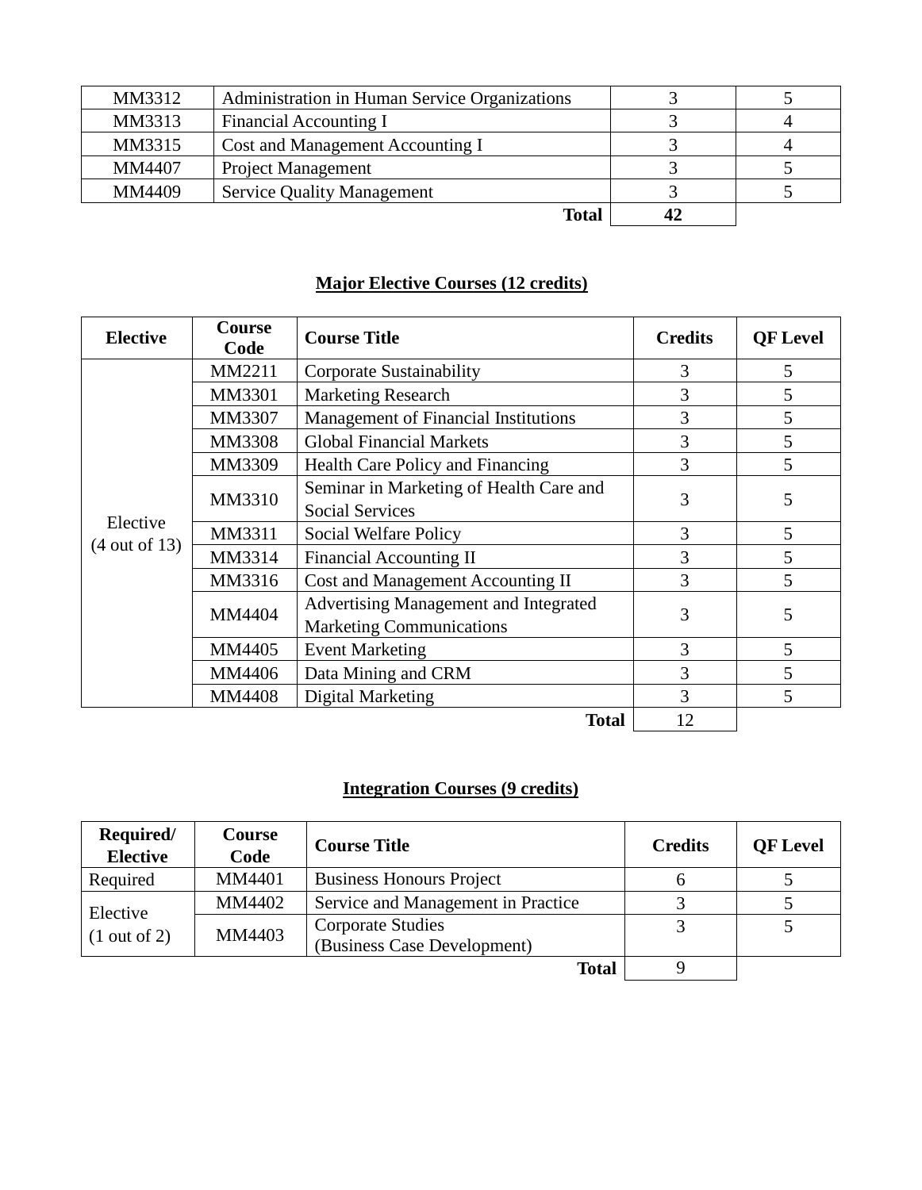| MM3312 | Administration in Human Service Organizations | 3 | 5 |
|---|---|---|---|
| MM3313 | Financial Accounting I | 3 | 4 |
| MM3315 | Cost and Management Accounting I | 3 | 4 |
| MM4407 | Project Management | 3 | 5 |
| MM4409 | Service Quality Management | 3 | 5 |
| | **Total** | **42** | |

**Major Elective Courses (12 credits)**

| Elective | Course Code | Course Title | Credits | QF Level |
|---|---|---|---|---|
| Elective (4 out of 13) | MM2211 | Corporate Sustainability | 3 | 5 |
| | MM3301 | Marketing Research | 3 | 5 |
| | MM3307 | Management of Financial Institutions | 3 | 5 |
| | MM3308 | Global Financial Markets | 3 | 5 |
| | MM3309 | Health Care Policy and Financing | 3 | 5 |
| | MM3310 | Seminar in Marketing of Health Care and Social Services | 3 | 5 |
| | MM3311 | Social Welfare Policy | 3 | 5 |
| | MM3314 | Financial Accounting II | 3 | 5 |
| | MM3316 | Cost and Management Accounting II | 3 | 5 |
| | MM4404 | Advertising Management and Integrated Marketing Communications | 3 | 5 |
| | MM4405 | Event Marketing | 3 | 5 |
| | MM4406 | Data Mining and CRM | 3 | 5 |
| | MM4408 | Digital Marketing | 3 | 5 |
| | | **Total** | 12 | |

**Integration Courses (9 credits)**

| Required/ Elective | Course Code | Course Title | Credits | QF Level |
|---|---|---|---|---|
| Required | MM4401 | Business Honours Project | 6 | 5 |
| Elective (1 out of 2) | MM4402 | Service and Management in Practice | 3 | 5 |
| | MM4403 | Corporate Studies (Business Case Development) | 3 | 5 |
| | | **Total** | 9 | |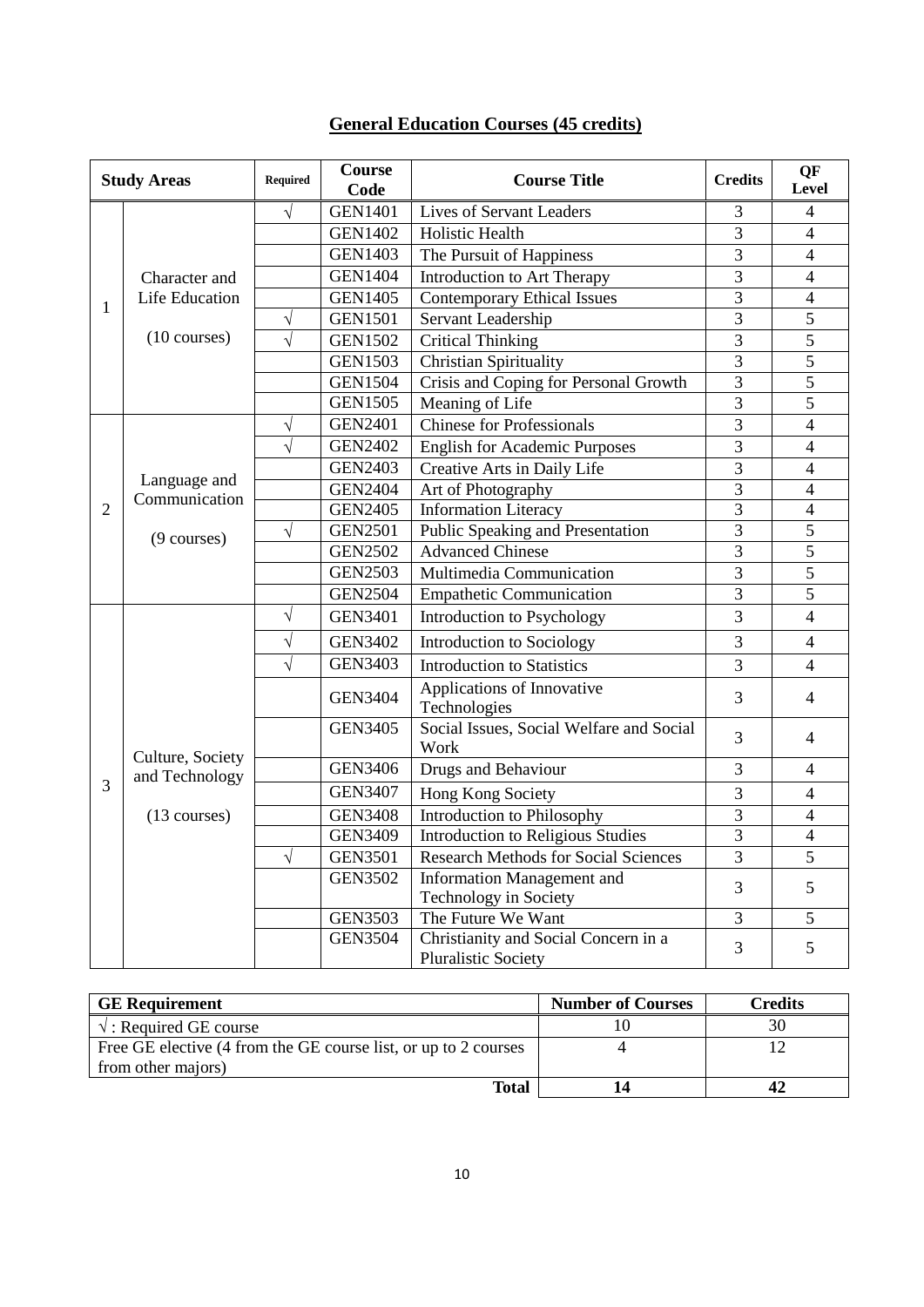# General Education Courses (45 credits)

| Study Areas | | Required | Course Code | Course Title | Credits | QF Level |
|---|---|---|---|---|---|---|
| 1 | Character and Life Education (10 courses) | √ | GEN1401 | Lives of Servant Leaders | 3 | 4 |
| | | | GEN1402 | Holistic Health | 3 | 4 |
| | | | GEN1403 | The Pursuit of Happiness | 3 | 4 |
| | | | GEN1404 | Introduction to Art Therapy | 3 | 4 |
| | | | GEN1405 | Contemporary Ethical Issues | 3 | 4 |
| | | √ | GEN1501 | Servant Leadership | 3 | 5 |
| | | √ | GEN1502 | Critical Thinking | 3 | 5 |
| | | | GEN1503 | Christian Spirituality | 3 | 5 |
| | | | GEN1504 | Crisis and Coping for Personal Growth | 3 | 5 |
| | | | GEN1505 | Meaning of Life | 3 | 5 |
| 2 | Language and Communication (9 courses) | √ | GEN2401 | Chinese for Professionals | 3 | 4 |
| | | √ | GEN2402 | English for Academic Purposes | 3 | 4 |
| | | | GEN2403 | Creative Arts in Daily Life | 3 | 4 |
| | | | GEN2404 | Art of Photography | 3 | 4 |
| | | | GEN2405 | Information Literacy | 3 | 4 |
| | | √ | GEN2501 | Public Speaking and Presentation | 3 | 5 |
| | | | GEN2502 | Advanced Chinese | 3 | 5 |
| | | | GEN2503 | Multimedia Communication | 3 | 5 |
| | | | GEN2504 | Empathetic Communication | 3 | 5 |
| 3 | Culture, Society and Technology (13 courses) | √ | GEN3401 | Introduction to Psychology | 3 | 4 |
| | | √ | GEN3402 | Introduction to Sociology | 3 | 4 |
| | | √ | GEN3403 | Introduction to Statistics | 3 | 4 |
| | | | GEN3404 | Applications of Innovative Technologies | 3 | 4 |
| | | | GEN3405 | Social Issues, Social Welfare and Social Work | 3 | 4 |
| | | | GEN3406 | Drugs and Behaviour | 3 | 4 |
| | | | GEN3407 | Hong Kong Society | 3 | 4 |
| | | | GEN3408 | Introduction to Philosophy | 3 | 4 |
| | | | GEN3409 | Introduction to Religious Studies | 3 | 4 |
| | | √ | GEN3501 | Research Methods for Social Sciences | 3 | 5 |
| | | | GEN3502 | Information Management and Technology in Society | 3 | 5 |
| | | | GEN3503 | The Future We Want | 3 | 5 |
| | | | GEN3504 | Christianity and Social Concern in a Pluralistic Society | 3 | 5 |

| GE Requirement | Number of Courses | Credits |
|---|---|---|
| √ : Required GE course | 10 | 30 |
| Free GE elective (4 from the GE course list, or up to 2 courses from other majors) | 4 | 12 |
| **Total** | **14** | **42** |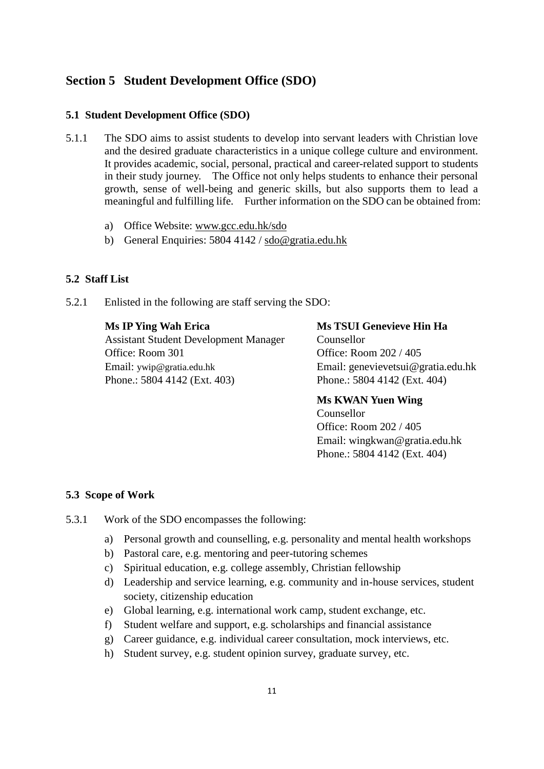# Section 5 Student Development Office (SDO)

## 5.1 Student Development Office (SDO)

5.1.1 The SDO aims to assist students to develop into servant leaders with Christian love and the desired graduate characteristics in a unique college culture and environment. It provides academic, social, personal, practical and career-related support to students in their study journey. The Office not only helps students to enhance their personal growth, sense of well-being and generic skills, but also supports them to lead a meaningful and fulfilling life. Further information on the SDO can be obtained from:

a) Office Website: www.gcc.edu.hk/sdo
b) General Enquiries: 5804 4142 / sdo@gratia.edu.hk

## 5.2 Staff List

5.2.1 Enlisted in the following are staff serving the SDO:

**Ms IP Ying Wah Erica**
Assistant Student Development Manager
Office: Room 301
Email: ywip@gratia.edu.hk
Phone.: 5804 4142 (Ext. 403)

**Ms TSUI Genevieve Hin Ha**
Counsellor
Office: Room 202 / 405
Email: genevievetsui@gratia.edu.hk
Phone.: 5804 4142 (Ext. 404)

**Ms KWAN Yuen Wing**
Counsellor
Office: Room 202 / 405
Email: wingkwan@gratia.edu.hk
Phone.: 5804 4142 (Ext. 404)

## 5.3 Scope of Work

5.3.1 Work of the SDO encompasses the following:

a) Personal growth and counselling, e.g. personality and mental health workshops
b) Pastoral care, e.g. mentoring and peer-tutoring schemes
c) Spiritual education, e.g. college assembly, Christian fellowship
d) Leadership and service learning, e.g. community and in-house services, student society, citizenship education
e) Global learning, e.g. international work camp, student exchange, etc.
f) Student welfare and support, e.g. scholarships and financial assistance
g) Career guidance, e.g. individual career consultation, mock interviews, etc.
h) Student survey, e.g. student opinion survey, graduate survey, etc.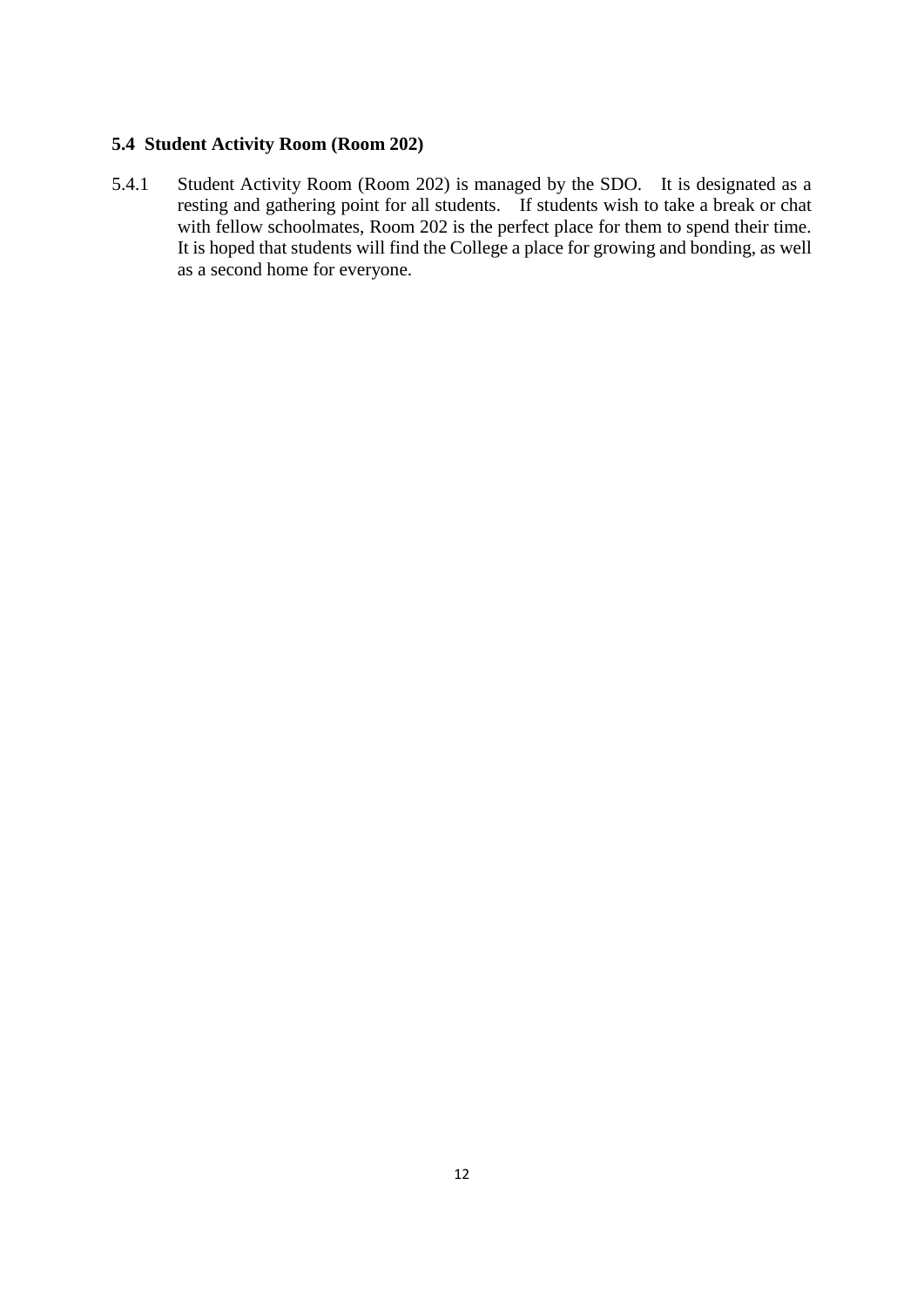### 5.4 Student Activity Room (Room 202)

5.4.1 Student Activity Room (Room 202) is managed by the SDO. It is designated as a resting and gathering point for all students. If students wish to take a break or chat with fellow schoolmates, Room 202 is the perfect place for them to spend their time. It is hoped that students will find the College a place for growing and bonding, as well as a second home for everyone.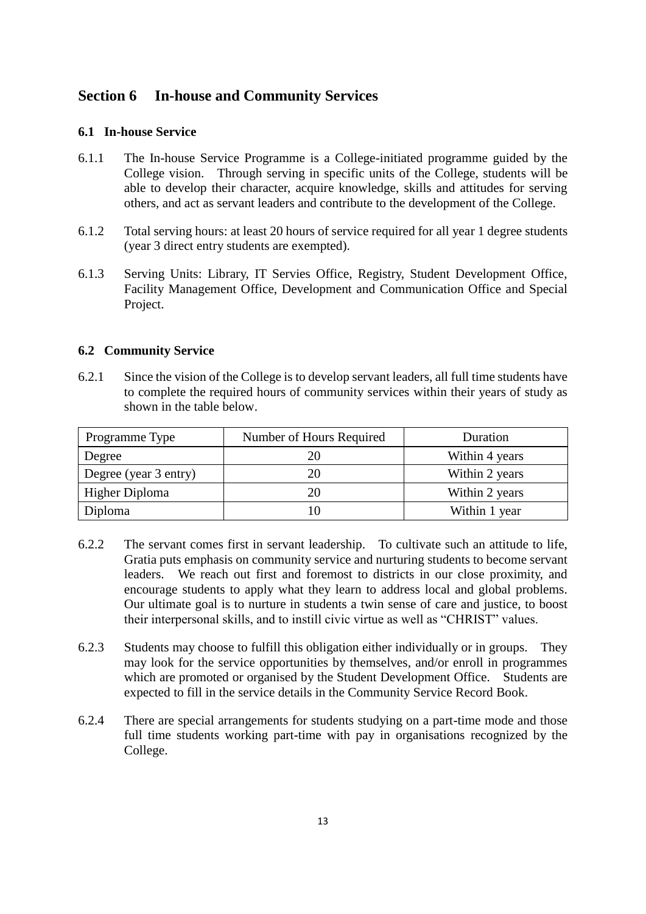## Section 6 In-house and Community Services

### 6.1 In-house Service

6.1.1 The In-house Service Programme is a College-initiated programme guided by the College vision. Through serving in specific units of the College, students will be able to develop their character, acquire knowledge, skills and attitudes for serving others, and act as servant leaders and contribute to the development of the College.

6.1.2 Total serving hours: at least 20 hours of service required for all year 1 degree students (year 3 direct entry students are exempted).

6.1.3 Serving Units: Library, IT Servies Office, Registry, Student Development Office, Facility Management Office, Development and Communication Office and Special Project.

### 6.2 Community Service

6.2.1 Since the vision of the College is to develop servant leaders, all full time students have to complete the required hours of community services within their years of study as shown in the table below.

| Programme Type | Number of Hours Required | Duration |
|---|---|---|
| Degree | 20 | Within 4 years |
| Degree (year 3 entry) | 20 | Within 2 years |
| Higher Diploma | 20 | Within 2 years |
| Diploma | 10 | Within 1 year |

6.2.2 The servant comes first in servant leadership. To cultivate such an attitude to life, Gratia puts emphasis on community service and nurturing students to become servant leaders. We reach out first and foremost to districts in our close proximity, and encourage students to apply what they learn to address local and global problems. Our ultimate goal is to nurture in students a twin sense of care and justice, to boost their interpersonal skills, and to instill civic virtue as well as "CHRIST" values.

6.2.3 Students may choose to fulfill this obligation either individually or in groups. They may look for the service opportunities by themselves, and/or enroll in programmes which are promoted or organised by the Student Development Office. Students are expected to fill in the service details in the Community Service Record Book.

6.2.4 There are special arrangements for students studying on a part-time mode and those full time students working part-time with pay in organisations recognized by the College.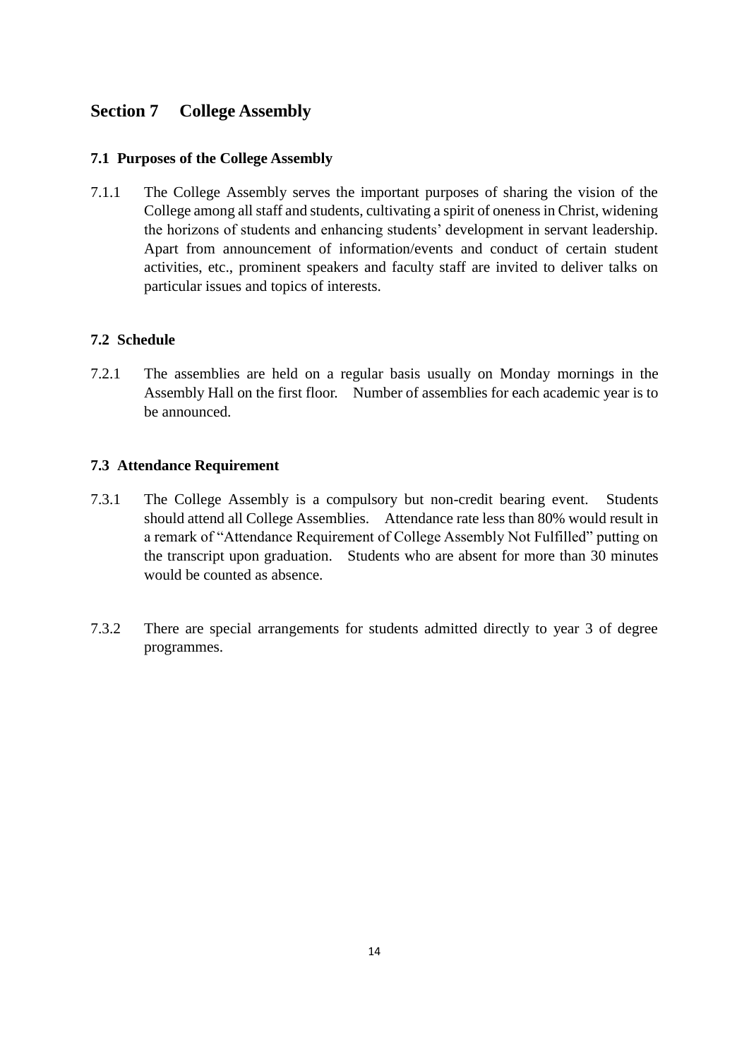## Section 7 College Assembly

### 7.1 Purposes of the College Assembly

7.1.1 The College Assembly serves the important purposes of sharing the vision of the College among all staff and students, cultivating a spirit of oneness in Christ, widening the horizons of students and enhancing students' development in servant leadership. Apart from announcement of information/events and conduct of certain student activities, etc., prominent speakers and faculty staff are invited to deliver talks on particular issues and topics of interests.

### 7.2 Schedule

7.2.1 The assemblies are held on a regular basis usually on Monday mornings in the Assembly Hall on the first floor. Number of assemblies for each academic year is to be announced.

### 7.3 Attendance Requirement

7.3.1 The College Assembly is a compulsory but non-credit bearing event. Students should attend all College Assemblies. Attendance rate less than 80% would result in a remark of "Attendance Requirement of College Assembly Not Fulfilled" putting on the transcript upon graduation. Students who are absent for more than 30 minutes would be counted as absence.

7.3.2 There are special arrangements for students admitted directly to year 3 of degree programmes.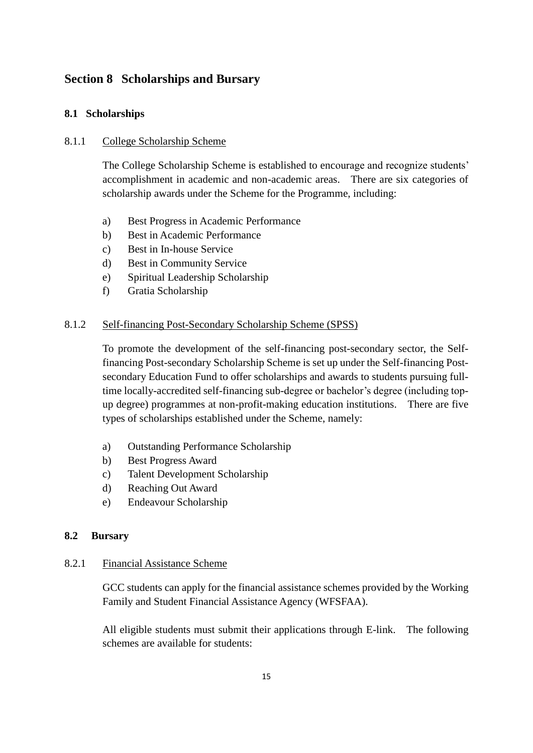## Section 8 Scholarships and Bursary

### 8.1 Scholarships

8.1.1 <u>College Scholarship Scheme</u>

The College Scholarship Scheme is established to encourage and recognize students' accomplishment in academic and non-academic areas. There are six categories of scholarship awards under the Scheme for the Programme, including:

a) Best Progress in Academic Performance
b) Best in Academic Performance
c) Best in In-house Service
d) Best in Community Service
e) Spiritual Leadership Scholarship
f) Gratia Scholarship

8.1.2 <u>Self-financing Post-Secondary Scholarship Scheme (SPSS)</u>

To promote the development of the self-financing post-secondary sector, the Self-financing Post-secondary Scholarship Scheme is set up under the Self-financing Post-secondary Education Fund to offer scholarships and awards to students pursuing full-time locally-accredited self-financing sub-degree or bachelor's degree (including top-up degree) programmes at non-profit-making education institutions. There are five types of scholarships established under the Scheme, namely:

a) Outstanding Performance Scholarship
b) Best Progress Award
c) Talent Development Scholarship
d) Reaching Out Award
e) Endeavour Scholarship

### 8.2 Bursary

8.2.1 <u>Financial Assistance Scheme</u>

GCC students can apply for the financial assistance schemes provided by the Working Family and Student Financial Assistance Agency (WFSFAA).

All eligible students must submit their applications through E-link. The following schemes are available for students: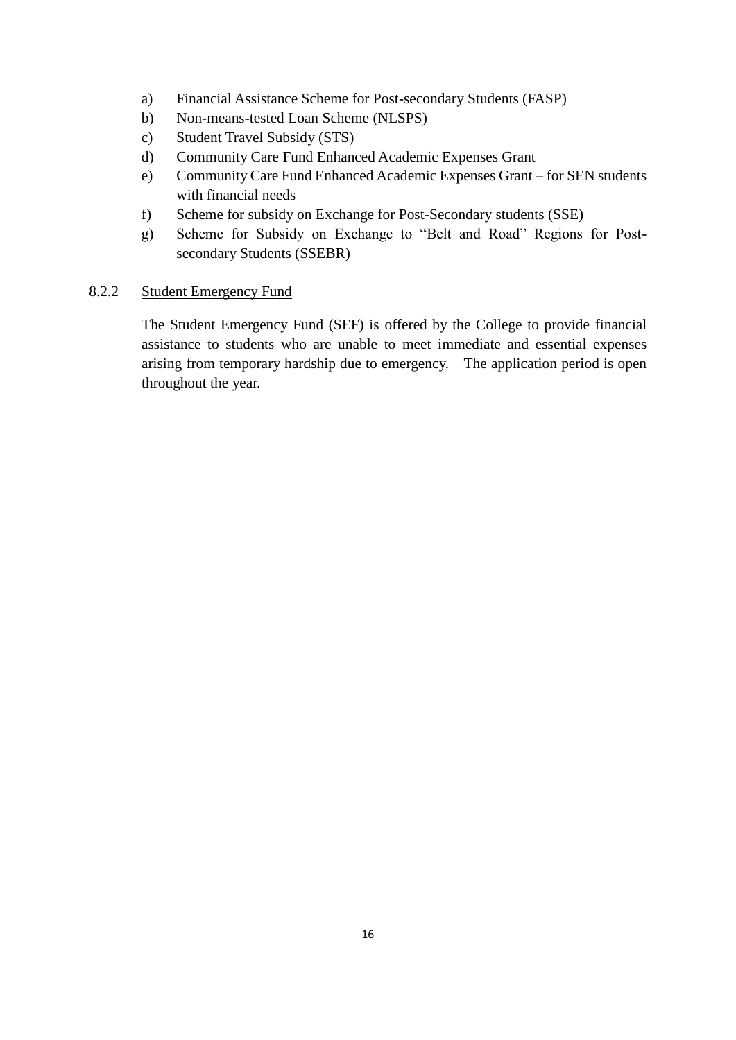a) Financial Assistance Scheme for Post-secondary Students (FASP)
b) Non-means-tested Loan Scheme (NLSPS)
c) Student Travel Subsidy (STS)
d) Community Care Fund Enhanced Academic Expenses Grant
e) Community Care Fund Enhanced Academic Expenses Grant – for SEN students with financial needs
f) Scheme for subsidy on Exchange for Post-Secondary students (SSE)
g) Scheme for Subsidy on Exchange to "Belt and Road" Regions for Post-secondary Students (SSEBR)

8.2.2 Student Emergency Fund

The Student Emergency Fund (SEF) is offered by the College to provide financial assistance to students who are unable to meet immediate and essential expenses arising from temporary hardship due to emergency. The application period is open throughout the year.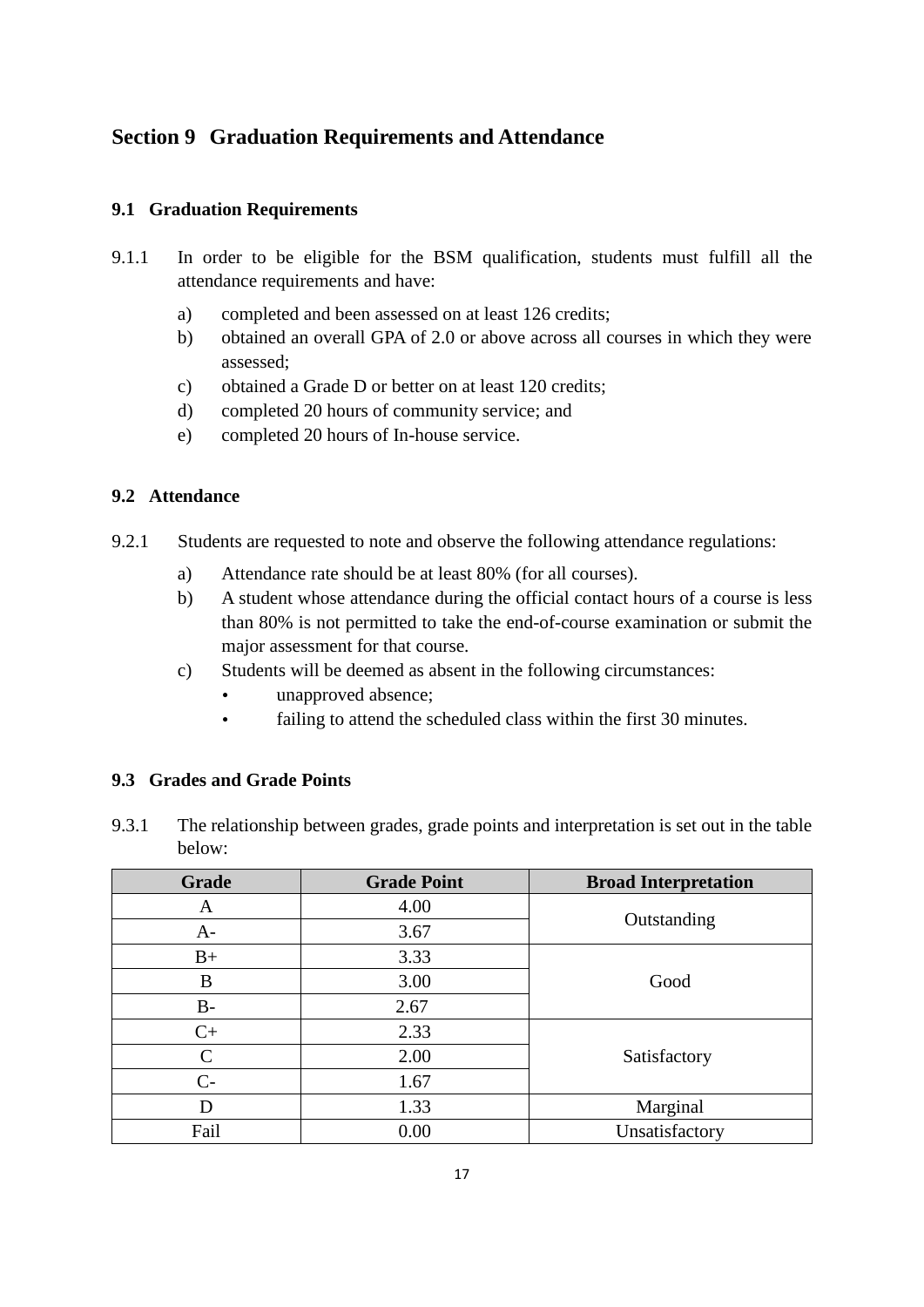# Section 9 Graduation Requirements and Attendance

## 9.1 Graduation Requirements

9.1.1 In order to be eligible for the BSM qualification, students must fulfill all the attendance requirements and have:

a) completed and been assessed on at least 126 credits;
b) obtained an overall GPA of 2.0 or above across all courses in which they were assessed;
c) obtained a Grade D or better on at least 120 credits;
d) completed 20 hours of community service; and
e) completed 20 hours of In-house service.

## 9.2 Attendance

9.2.1 Students are requested to note and observe the following attendance regulations:

a) Attendance rate should be at least 80% (for all courses).
b) A student whose attendance during the official contact hours of a course is less than 80% is not permitted to take the end-of-course examination or submit the major assessment for that course.
c) Students will be deemed as absent in the following circumstances:
   - unapproved absence;
   - failing to attend the scheduled class within the first 30 minutes.

## 9.3 Grades and Grade Points

9.3.1 The relationship between grades, grade points and interpretation is set out in the table below:

| Grade | Grade Point | Broad Interpretation |
|---|---|---|
| A | 4.00 | Outstanding |
| A- | 3.67 | |
| B+ | 3.33 | Good |
| B | 3.00 | |
| B- | 2.67 | |
| C+ | 2.33 | Satisfactory |
| C | 2.00 | |
| C- | 1.67 | |
| D | 1.33 | Marginal |
| Fail | 0.00 | Unsatisfactory |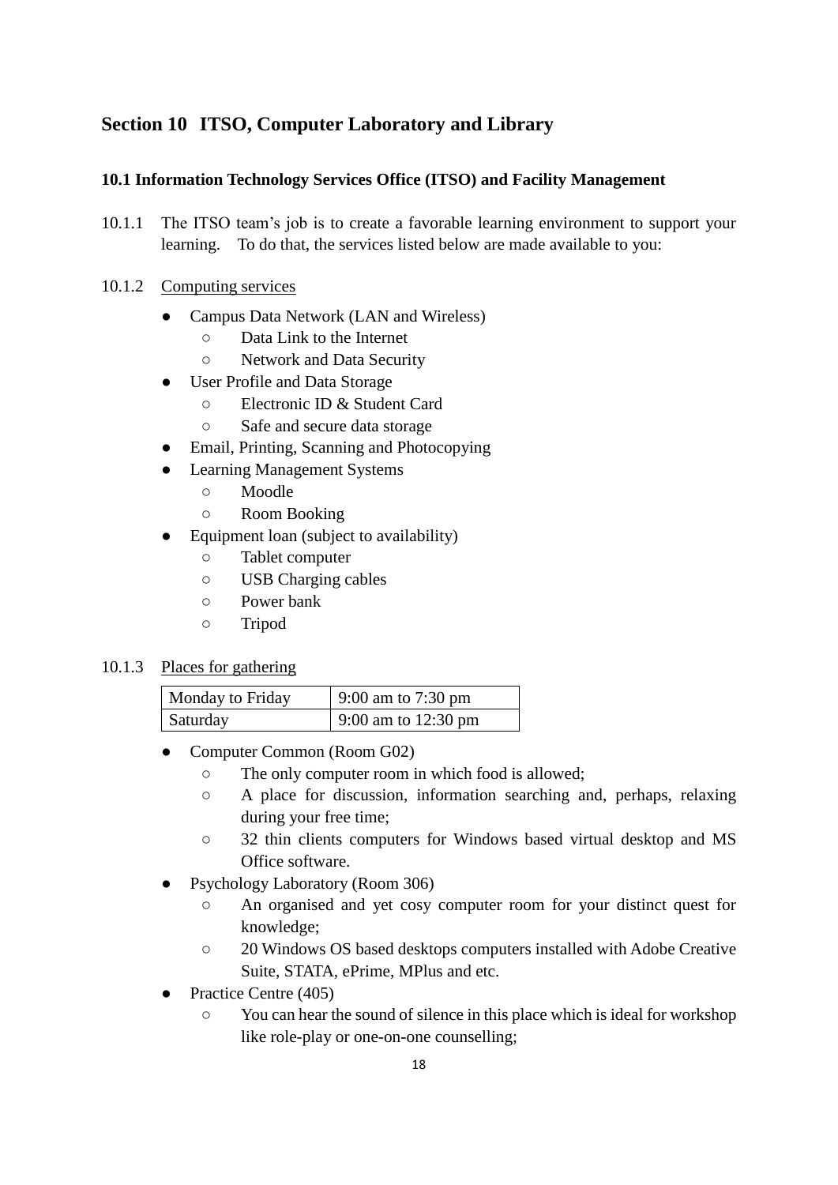## Section 10 ITSO, Computer Laboratory and Library

### 10.1 Information Technology Services Office (ITSO) and Facility Management

10.1.1 The ITSO team's job is to create a favorable learning environment to support your learning. To do that, the services listed below are made available to you:

10.1.2 <u>Computing services</u>

- Campus Data Network (LAN and Wireless)
  - Data Link to the Internet
  - Network and Data Security
- User Profile and Data Storage
  - Electronic ID & Student Card
  - Safe and secure data storage
- Email, Printing, Scanning and Photocopying
- Learning Management Systems
  - Moodle
  - Room Booking
- Equipment loan (subject to availability)
  - Tablet computer
  - USB Charging cables
  - Power bank
  - Tripod

10.1.3 <u>Places for gathering</u>

| Monday to Friday | 9:00 am to 7:30 pm |
|---|---|
| Saturday | 9:00 am to 12:30 pm |

- Computer Common (Room G02)
  - The only computer room in which food is allowed;
  - A place for discussion, information searching and, perhaps, relaxing during your free time;
  - 32 thin clients computers for Windows based virtual desktop and MS Office software.
- Psychology Laboratory (Room 306)
  - An organised and yet cosy computer room for your distinct quest for knowledge;
  - 20 Windows OS based desktops computers installed with Adobe Creative Suite, STATA, ePrime, MPlus and etc.
- Practice Centre (405)
  - You can hear the sound of silence in this place which is ideal for workshop like role-play or one-on-one counselling;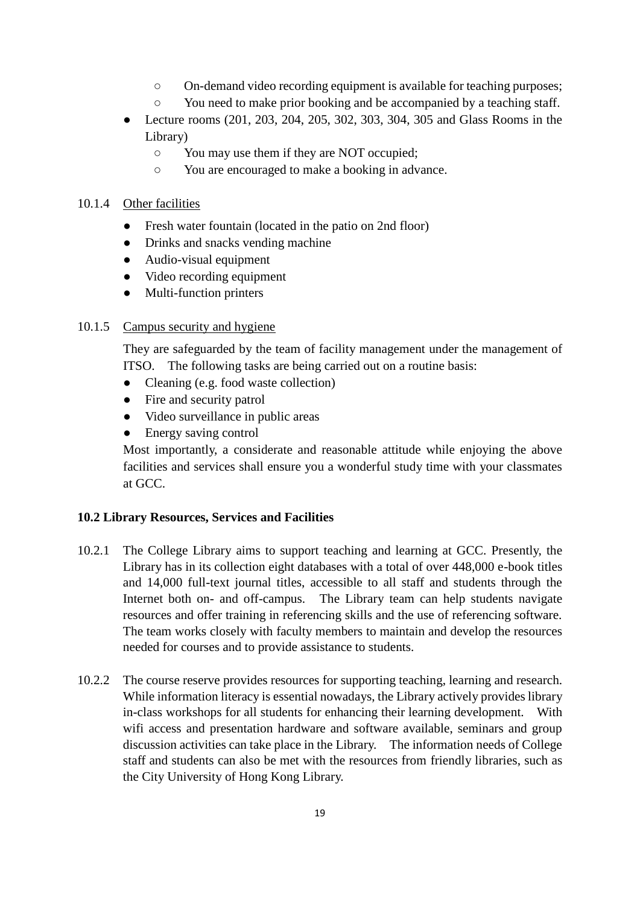- On-demand video recording equipment is available for teaching purposes;
    - You need to make prior booking and be accompanied by a teaching staff.
- Lecture rooms (201, 203, 204, 205, 302, 303, 304, 305 and Glass Rooms in the Library)
    - You may use them if they are NOT occupied;
    - You are encouraged to make a booking in advance.

10.1.4 Other facilities

- Fresh water fountain (located in the patio on 2nd floor)
- Drinks and snacks vending machine
- Audio-visual equipment
- Video recording equipment
- Multi-function printers

10.1.5 Campus security and hygiene

They are safeguarded by the team of facility management under the management of ITSO. The following tasks are being carried out on a routine basis:

- Cleaning (e.g. food waste collection)
- Fire and security patrol
- Video surveillance in public areas
- Energy saving control

Most importantly, a considerate and reasonable attitude while enjoying the above facilities and services shall ensure you a wonderful study time with your classmates at GCC.

**10.2 Library Resources, Services and Facilities**

10.2.1 The College Library aims to support teaching and learning at GCC. Presently, the Library has in its collection eight databases with a total of over 448,000 e-book titles and 14,000 full-text journal titles, accessible to all staff and students through the Internet both on- and off-campus. The Library team can help students navigate resources and offer training in referencing skills and the use of referencing software. The team works closely with faculty members to maintain and develop the resources needed for courses and to provide assistance to students.

10.2.2 The course reserve provides resources for supporting teaching, learning and research. While information literacy is essential nowadays, the Library actively provides library in-class workshops for all students for enhancing their learning development. With wifi access and presentation hardware and software available, seminars and group discussion activities can take place in the Library. The information needs of College staff and students can also be met with the resources from friendly libraries, such as the City University of Hong Kong Library.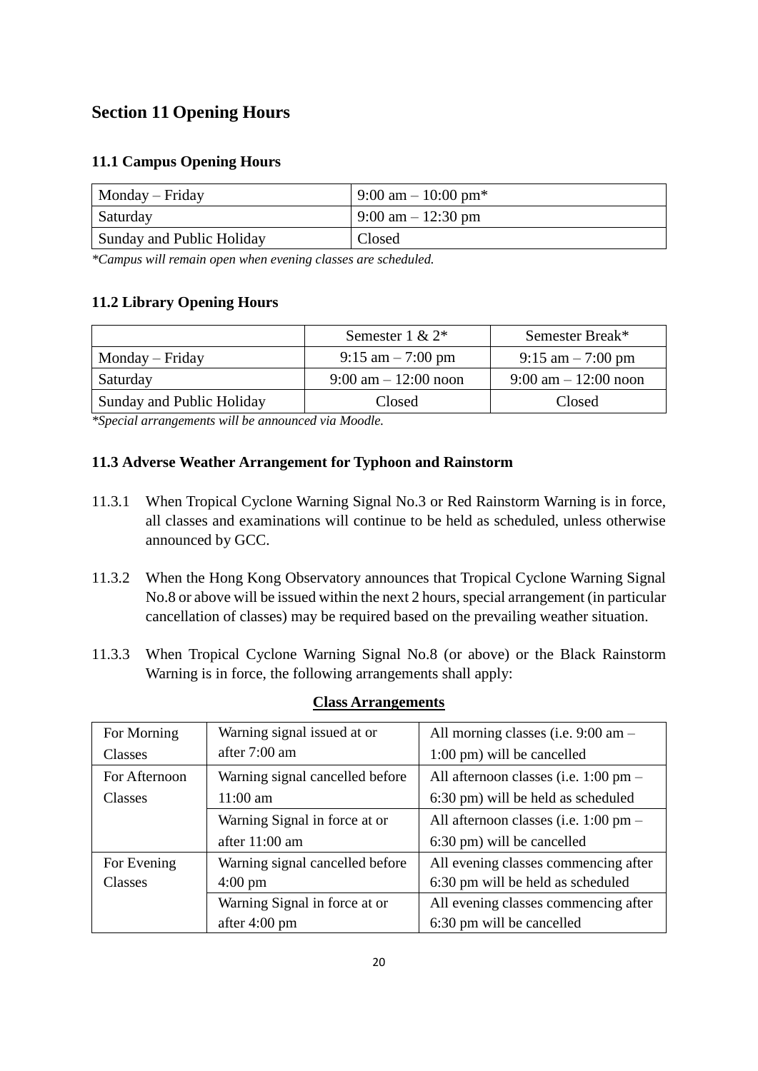## Section 11 Opening Hours

### 11.1 Campus Opening Hours

| | |
|---|---|
| Monday – Friday | 9:00 am – 10:00 pm* |
| Saturday | 9:00 am – 12:30 pm |
| Sunday and Public Holiday | Closed |

*\*Campus will remain open when evening classes are scheduled.*

### 11.2 Library Opening Hours

| | Semester 1 & 2* | Semester Break* |
|---|---|---|
| Monday – Friday | 9:15 am – 7:00 pm | 9:15 am – 7:00 pm |
| Saturday | 9:00 am – 12:00 noon | 9:00 am – 12:00 noon |
| Sunday and Public Holiday | Closed | Closed |

*\*Special arrangements will be announced via Moodle.*

### 11.3 Adverse Weather Arrangement for Typhoon and Rainstorm

11.3.1 When Tropical Cyclone Warning Signal No.3 or Red Rainstorm Warning is in force, all classes and examinations will continue to be held as scheduled, unless otherwise announced by GCC.

11.3.2 When the Hong Kong Observatory announces that Tropical Cyclone Warning Signal No.8 or above will be issued within the next 2 hours, special arrangement (in particular cancellation of classes) may be required based on the prevailing weather situation.

11.3.3 When Tropical Cyclone Warning Signal No.8 (or above) or the Black Rainstorm Warning is in force, the following arrangements shall apply:

**Class Arrangements**

| | | |
|---|---|---|
| For Morning Classes | Warning signal issued at or after 7:00 am | All morning classes (i.e. 9:00 am – 1:00 pm) will be cancelled |
| For Afternoon Classes | Warning signal cancelled before 11:00 am | All afternoon classes (i.e. 1:00 pm – 6:30 pm) will be held as scheduled |
| | Warning Signal in force at or after 11:00 am | All afternoon classes (i.e. 1:00 pm – 6:30 pm) will be cancelled |
| For Evening Classes | Warning signal cancelled before 4:00 pm | All evening classes commencing after 6:30 pm will be held as scheduled |
| | Warning Signal in force at or after 4:00 pm | All evening classes commencing after 6:30 pm will be cancelled |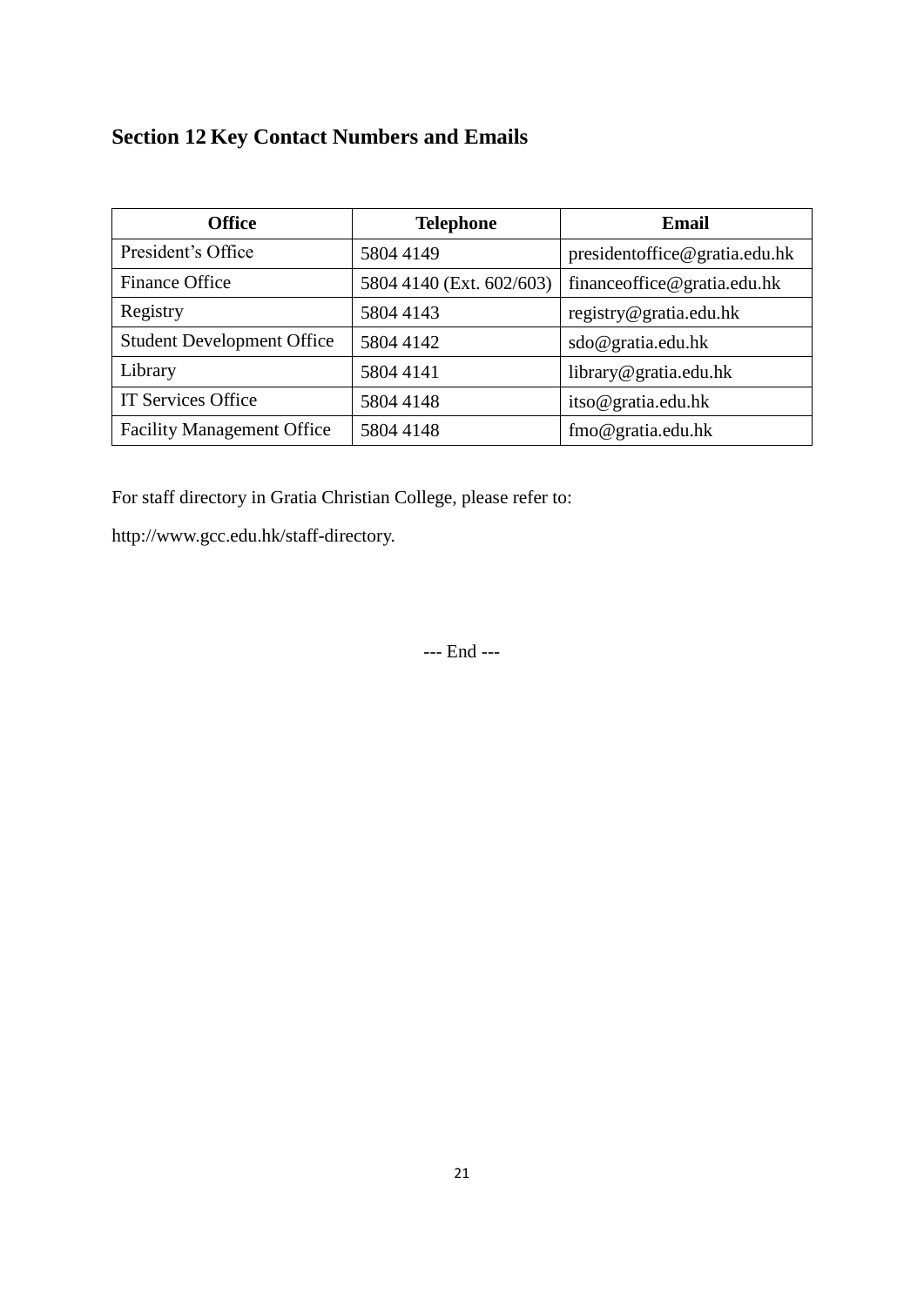## Section 12 Key Contact Numbers and Emails

| Office | Telephone | Email |
|---|---|---|
| President's Office | 5804 4149 | presidentoffice@gratia.edu.hk |
| Finance Office | 5804 4140 (Ext. 602/603) | financeoffice@gratia.edu.hk |
| Registry | 5804 4143 | registry@gratia.edu.hk |
| Student Development Office | 5804 4142 | sdo@gratia.edu.hk |
| Library | 5804 4141 | library@gratia.edu.hk |
| IT Services Office | 5804 4148 | itso@gratia.edu.hk |
| Facility Management Office | 5804 4148 | fmo@gratia.edu.hk |

For staff directory in Gratia Christian College, please refer to:

http://www.gcc.edu.hk/staff-directory.

--- End ---